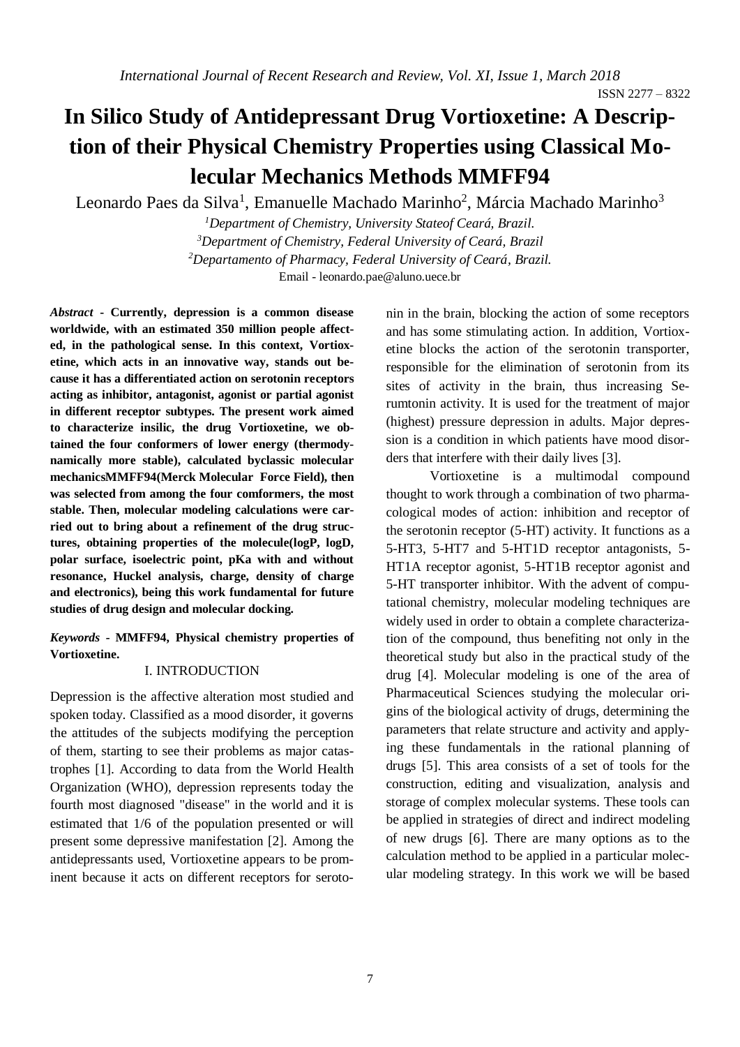# In Silico Study of Antidepressant Drug Vortioxetine: A Description of their Physical Chemistry Properties using Classical Molecular Mechanics Methods MMFF94

Leonardo Paes da Silva[1], Emanuelle Machado Marinho[2], Márcia Machado Marinho[3]

[1]*Department of Chemistry, University Stateof Ceará, Brazil.*
[3]*Department of Chemistry, Federal University of Ceará, Brazil*
[2]*Departamento of Pharmacy, Federal University of Ceará, Brazil.*
Email - leonardo.pae@aluno.uece.br

***Abstract*** **- Currently, depression is a common disease worldwide, with an estimated 350 million people affected, in the pathological sense. In this context, Vortioxetine, which acts in an innovative way, stands out because it has a differentiated action on serotonin receptors acting as inhibitor, antagonist, agonist or partial agonist in different receptor subtypes. The present work aimed to characterize insilic, the drug Vortioxetine, we obtained the four conformers of lower energy (thermodynamically more stable), calculated byclassic molecular mechanicsMMFF94(Merck Molecular Force Field), then was selected from among the four comformers, the most stable. Then, molecular modeling calculations were carried out to bring about a refinement of the drug structures, obtaining properties of the molecule(logP, logD, polar surface, isoelectric point, pKa with and without resonance, Huckel analysis, charge, density of charge and electronics), being this work fundamental for future studies of drug design and molecular docking.**

***Keywords*** **- MMFF94, Physical chemistry properties of Vortioxetine.**

## I. INTRODUCTION

Depression is the affective alteration most studied and spoken today. Classified as a mood disorder, it governs the attitudes of the subjects modifying the perception of them, starting to see their problems as major catastrophes [1]. According to data from the World Health Organization (WHO), depression represents today the fourth most diagnosed "disease" in the world and it is estimated that 1/6 of the population presented or will present some depressive manifestation [2]. Among the antidepressants used, Vortioxetine appears to be prominent because it acts on different receptors for serotonin in the brain, blocking the action of some receptors and has some stimulating action. In addition, Vortioxetine blocks the action of the serotonin transporter, responsible for the elimination of serotonin from its sites of activity in the brain, thus increasing Serumtonin activity. It is used for the treatment of major (highest) pressure depression in adults. Major depression is a condition in which patients have mood disorders that interfere with their daily lives [3].

Vortioxetine is a multimodal compound thought to work through a combination of two pharmacological modes of action: inhibition and receptor of the serotonin receptor (5-HT) activity. It functions as a 5-HT3, 5-HT7 and 5-HT1D receptor antagonists, 5-HT1A receptor agonist, 5-HT1B receptor agonist and 5-HT transporter inhibitor. With the advent of computational chemistry, molecular modeling techniques are widely used in order to obtain a complete characterization of the compound, thus benefiting not only in the theoretical study but also in the practical study of the drug [4]. Molecular modeling is one of the area of Pharmaceutical Sciences studying the molecular origins of the biological activity of drugs, determining the parameters that relate structure and activity and applying these fundamentals in the rational planning of drugs [5]. This area consists of a set of tools for the construction, editing and visualization, analysis and storage of complex molecular systems. These tools can be applied in strategies of direct and indirect modeling of new drugs [6]. There are many options as to the calculation method to be applied in a particular molecular modeling strategy. In this work we will be based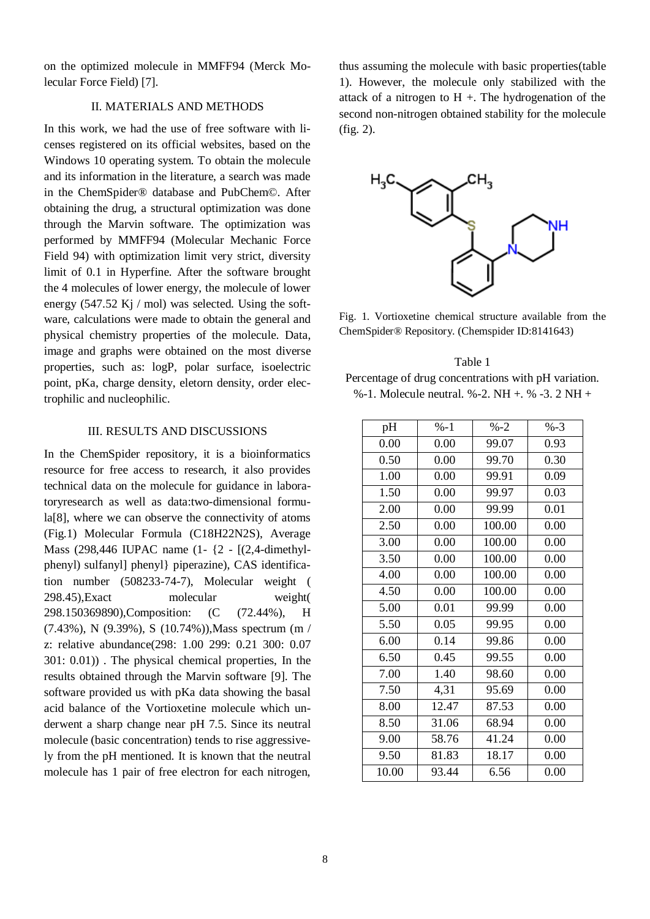on the optimized molecule in MMFF94 (Merck Molecular Force Field) [7].

## II. MATERIALS AND METHODS

In this work, we had the use of free software with licenses registered on its official websites, based on the Windows 10 operating system. To obtain the molecule and its information in the literature, a search was made in the ChemSpider® database and PubChem©. After obtaining the drug, a structural optimization was done through the Marvin software. The optimization was performed by MMFF94 (Molecular Mechanic Force Field 94) with optimization limit very strict, diversity limit of 0.1 in Hyperfine. After the software brought the 4 molecules of lower energy, the molecule of lower energy (547.52 Kj / mol) was selected. Using the software, calculations were made to obtain the general and physical chemistry properties of the molecule. Data, image and graphs were obtained on the most diverse properties, such as: logP, polar surface, isoelectric point, pKa, charge density, eletorn density, order electrophilic and nucleophilic.

## III. RESULTS AND DISCUSSIONS

In the ChemSpider repository, it is a bioinformatics resource for free access to research, it also provides technical data on the molecule for guidance in laboratoryresearch as well as data:two-dimensional formula[8], where we can observe the connectivity of atoms (Fig.1) Molecular Formula ($C_{18}H_{22}N_2S$), Average Mass (298,446 IUPAC name (1- {2 - [(2,4-dimethylphenyl) sulfanyl] phenyl} piperazine), CAS identification number (508233-74-7), Molecular weight ( 298.45),Exact molecular weight( 298.150369890),Composition: (C (72.44%), H (7.43%), N (9.39%), S (10.74%)),Mass spectrum (m / z: relative abundance(298: 1.00 299: 0.21 300: 0.07 301: 0.01)) . The physical chemical properties, In the results obtained through the Marvin software [9]. The software provided us with pKa data showing the basal acid balance of the Vortioxetine molecule which underwent a sharp change near pH 7.5. Since its neutral molecule (basic concentration) tends to rise aggressively from the pH mentioned. It is known that the neutral molecule has 1 pair of free electron for each nitrogen, thus assuming the molecule with basic properties(table 1). However, the molecule only stabilized with the attack of a nitrogen to H +. The hydrogenation of the second non-nitrogen obtained stability for the molecule (fig. 2).

Fig. 1. Vortioxetine chemical structure available from the ChemSpider® Repository. (Chemspider ID:8141643)

Table 1

Percentage of drug concentrations with pH variation. %-1. Molecule neutral. %-2. NH +. % -3. 2 NH +

| pH | %-1 | %-2 | %-3 |
|---|---|---|---|
| 0.00 | 0.00 | 99.07 | 0.93 |
| 0.50 | 0.00 | 99.70 | 0.30 |
| 1.00 | 0.00 | 99.91 | 0.09 |
| 1.50 | 0.00 | 99.97 | 0.03 |
| 2.00 | 0.00 | 99.99 | 0.01 |
| 2.50 | 0.00 | 100.00 | 0.00 |
| 3.00 | 0.00 | 100.00 | 0.00 |
| 3.50 | 0.00 | 100.00 | 0.00 |
| 4.00 | 0.00 | 100.00 | 0.00 |
| 4.50 | 0.00 | 100.00 | 0.00 |
| 5.00 | 0.01 | 99.99 | 0.00 |
| 5.50 | 0.05 | 99.95 | 0.00 |
| 6.00 | 0.14 | 99.86 | 0.00 |
| 6.50 | 0.45 | 99.55 | 0.00 |
| 7.00 | 1.40 | 98.60 | 0.00 |
| 7.50 | 4,31 | 95.69 | 0.00 |
| 8.00 | 12.47 | 87.53 | 0.00 |
| 8.50 | 31.06 | 68.94 | 0.00 |
| 9.00 | 58.76 | 41.24 | 0.00 |
| 9.50 | 81.83 | 18.17 | 0.00 |
| 10.00 | 93.44 | 6.56 | 0.00 |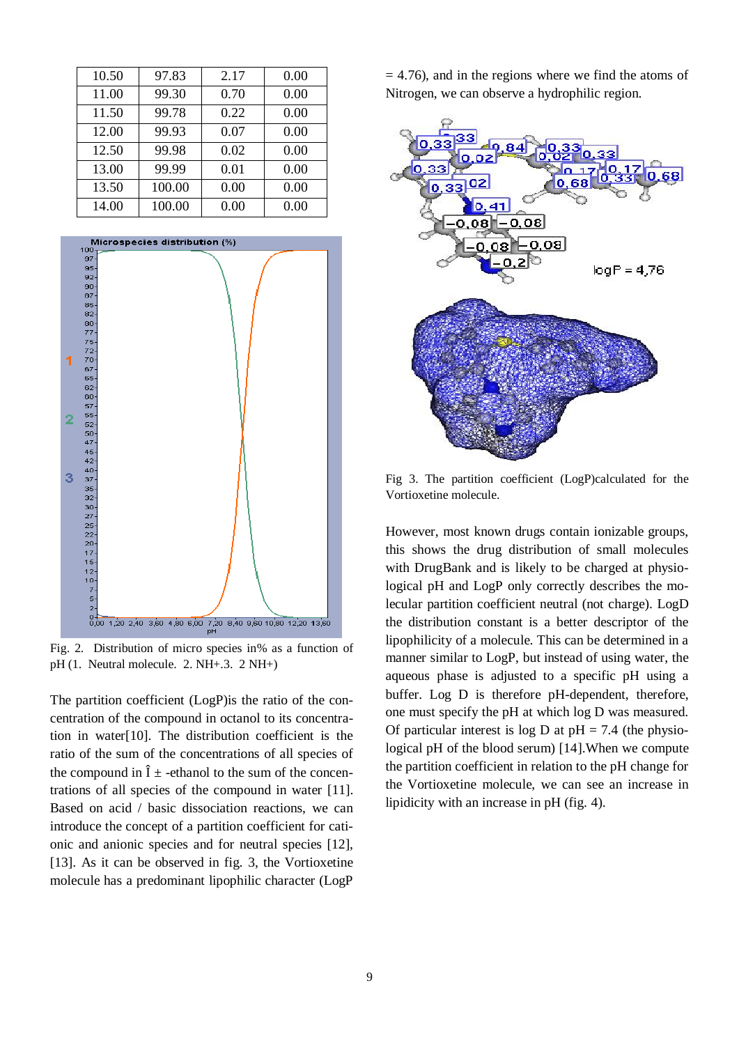| 10.50 | 97.83 | 2.17 | 0.00 |
|---|---|---|---|
| 11.00 | 99.30 | 0.70 | 0.00 |
| 11.50 | 99.78 | 0.22 | 0.00 |
| 12.00 | 99.93 | 0.07 | 0.00 |
| 12.50 | 99.98 | 0.02 | 0.00 |
| 13.00 | 99.99 | 0.01 | 0.00 |
| 13.50 | 100.00 | 0.00 | 0.00 |
| 14.00 | 100.00 | 0.00 | 0.00 |

Fig. 2. Distribution of micro species in% as a function of pH (1. Neutral molecule. 2. NH+.3. 2 NH+)

The partition coefficient (LogP)is the ratio of the concentration of the compound in octanol to its concentration in water[10]. The distribution coefficient is the ratio of the sum of the concentrations of all species of the compound in Î ± -ethanol to the sum of the concentrations of all species of the compound in water [11]. Based on acid / basic dissociation reactions, we can introduce the concept of a partition coefficient for cationic and anionic species and for neutral species [12], [13]. As it can be observed in fig. 3, the Vortioxetine molecule has a predominant lipophilic character (LogP = 4.76), and in the regions where we find the atoms of Nitrogen, we can observe a hydrophilic region.

Fig 3. The partition coefficient (LogP)calculated for the Vortioxetine molecule.

However, most known drugs contain ionizable groups, this shows the drug distribution of small molecules with DrugBank and is likely to be charged at physiological pH and LogP only correctly describes the molecular partition coefficient neutral (not charge). LogD the distribution constant is a better descriptor of the lipophilicity of a molecule. This can be determined in a manner similar to LogP, but instead of using water, the aqueous phase is adjusted to a specific pH using a buffer. Log D is therefore pH-dependent, therefore, one must specify the pH at which log D was measured. Of particular interest is log D at pH = 7.4 (the physiological pH of the blood serum) [14].When we compute the partition coefficient in relation to the pH change for the Vortioxetine molecule, we can see an increase in lipidicity with an increase in pH (fig. 4).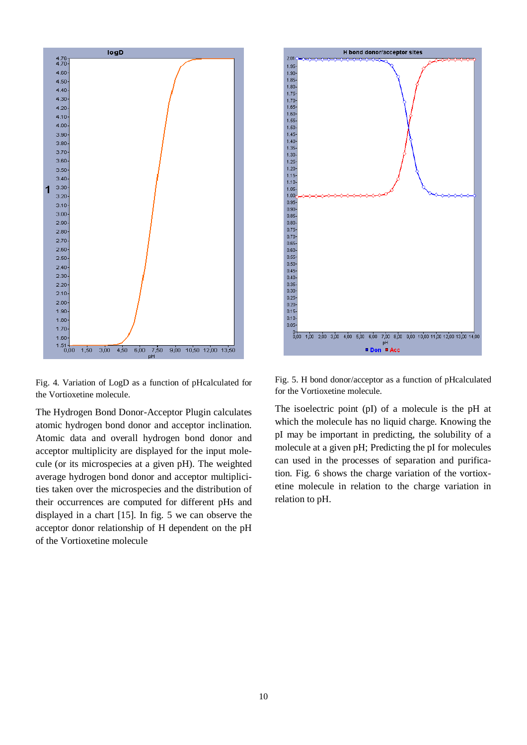Fig. 4. Variation of LogD as a function of pHcalculated for the Vortioxetine molecule.

The Hydrogen Bond Donor-Acceptor Plugin calculates atomic hydrogen bond donor and acceptor inclination. Atomic data and overall hydrogen bond donor and acceptor multiplicity are displayed for the input molecule (or its microspecies at a given pH). The weighted average hydrogen bond donor and acceptor multiplicities taken over the microspecies and the distribution of their occurrences are computed for different pHs and displayed in a chart [15]. In fig. 5 we can observe the acceptor donor relationship of H dependent on the pH of the Vortioxetine molecule

Fig. 5. H bond donor/acceptor as a function of pHcalculated for the Vortioxetine molecule.

The isoelectric point (pI) of a molecule is the pH at which the molecule has no liquid charge. Knowing the pI may be important in predicting, the solubility of a molecule at a given pH; Predicting the pI for molecules can used in the processes of separation and purification. Fig. 6 shows the charge variation of the vortioxetine molecule in relation to the charge variation in relation to pH.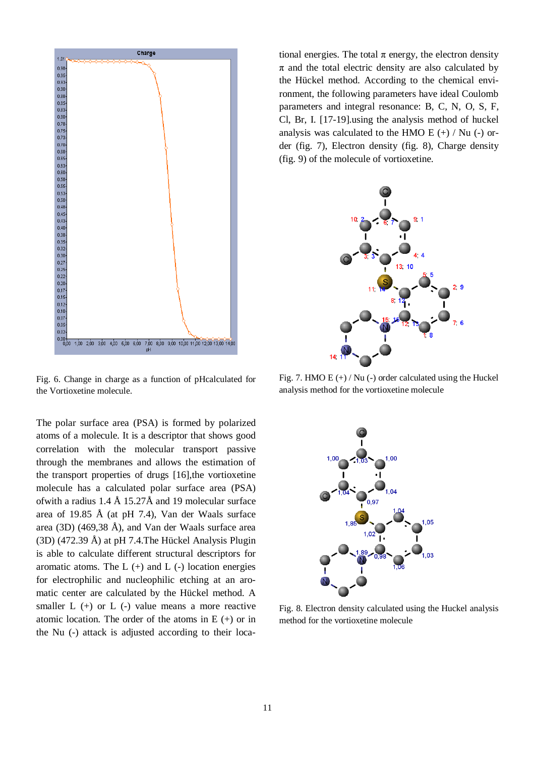Fig. 6. Change in charge as a function of pHcalculated for the Vortioxetine molecule.

The polar surface area (PSA) is formed by polarized atoms of a molecule. It is a descriptor that shows good correlation with the molecular transport passive through the membranes and allows the estimation of the transport properties of drugs [16],the vortioxetine molecule has a calculated polar surface area (PSA) ofwith a radius 1.4 Å 15.27Å and 19 molecular surface area of 19.85 Å (at pH 7.4), Van der Waals surface area (3D) (469,38 Å), and Van der Waals surface area (3D) (472.39 Å) at pH 7.4.The Hückel Analysis Plugin is able to calculate different structural descriptors for aromatic atoms. The L (+) and L (-) location energies for electrophilic and nucleophilic etching at an aromatic center are calculated by the Hückel method. A smaller L (+) or L (-) value means a more reactive atomic location. The order of the atoms in E (+) or in the Nu (-) attack is adjusted according to their locational energies. The total π energy, the electron density π and the total electric density are also calculated by the Hückel method. According to the chemical environment, the following parameters have ideal Coulomb parameters and integral resonance: B, C, N, O, S, F, Cl, Br, I. [17-19].using the analysis method of huckel analysis was calculated to the HMO E (+) / Nu (-) order (fig. 7), Electron density (fig. 8), Charge density (fig. 9) of the molecule of vortioxetine.

Fig. 7. HMO E (+) / Nu (-) order calculated using the Huckel analysis method for the vortioxetine molecule

Fig. 8. Electron density calculated using the Huckel analysis method for the vortioxetine molecule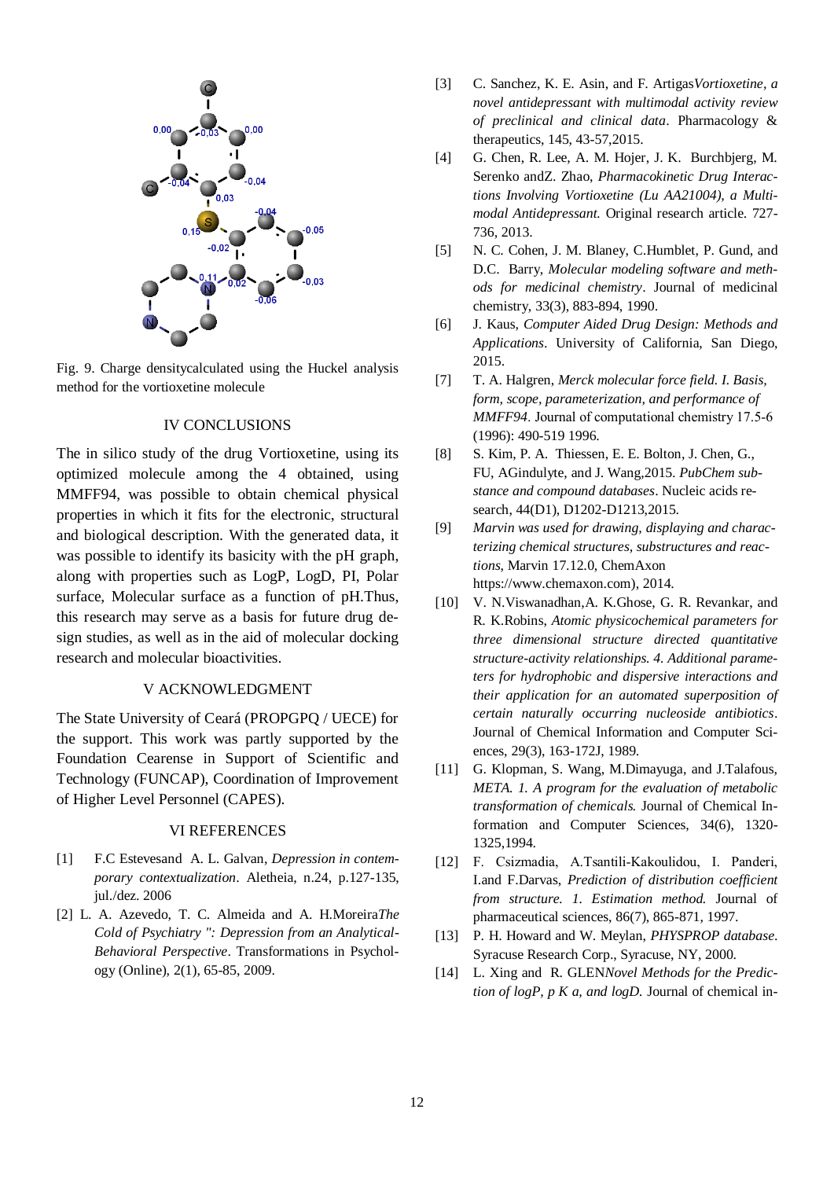Fig. 9. Charge densitycalculated using the Huckel analysis method for the vortioxetine molecule

## IV CONCLUSIONS

The in silico study of the drug Vortioxetine, using its optimized molecule among the 4 obtained, using MMFF94, was possible to obtain chemical physical properties in which it fits for the electronic, structural and biological description. With the generated data, it was possible to identify its basicity with the pH graph, along with properties such as LogP, LogD, PI, Polar surface, Molecular surface as a function of pH.Thus, this research may serve as a basis for future drug design studies, as well as in the aid of molecular docking research and molecular bioactivities.

## V ACKNOWLEDGMENT

The State University of Ceará (PROPGPQ / UECE) for the support. This work was partly supported by the Foundation Cearense in Support of Scientific and Technology (FUNCAP), Coordination of Improvement of Higher Level Personnel (CAPES).

## VI REFERENCES

[1] F.C Estevesand A. L. Galvan, *Depression in contemporary contextualization*. Aletheia, n.24, p.127-135, jul./dez. 2006

[2] L. A. Azevedo, T. C. Almeida and A. H.Moreira*The Cold of Psychiatry ": Depression from an Analytical-Behavioral Perspective*. Transformations in Psychology (Online), 2(1), 65-85, 2009.

[3] C. Sanchez, K. E. Asin, and F. Artigas*Vortioxetine, a novel antidepressant with multimodal activity review of preclinical and clinical data*. Pharmacology & therapeutics, 145, 43-57,2015.

[4] G. Chen, R. Lee, A. M. Hojer, J. K. Burchbjerg, M. Serenko andZ. Zhao, *Pharmacokinetic Drug Interactions Involving Vortioxetine (Lu AA21004), a Multimodal Antidepressant.* Original research article. 727-736, 2013.

[5] N. C. Cohen, J. M. Blaney, C.Humblet, P. Gund, and D.C. Barry, *Molecular modeling software and methods for medicinal chemistry*. Journal of medicinal chemistry, 33(3), 883-894, 1990.

[6] J. Kaus, *Computer Aided Drug Design: Methods and Applications*. University of California, San Diego, 2015.

[7] T. A. Halgren, *Merck molecular force field. I. Basis, form, scope, parameterization, and performance of MMFF94*. Journal of computational chemistry 17.5-6 (1996): 490-519 1996.

[8] S. Kim, P. A. Thiessen, E. E. Bolton, J. Chen, G., FU, AGindulyte, and J. Wang,2015. *PubChem substance and compound databases*. Nucleic acids research, 44(D1), D1202-D1213,2015.

[9] *Marvin was used for drawing, displaying and characterizing chemical structures, substructures and reactions*, Marvin 17.12.0, ChemAxon https://www.chemaxon.com), 2014.

[10] V. N.Viswanadhan,A. K.Ghose, G. R. Revankar, and R. K.Robins, *Atomic physicochemical parameters for three dimensional structure directed quantitative structure-activity relationships. 4. Additional parameters for hydrophobic and dispersive interactions and their application for an automated superposition of certain naturally occurring nucleoside antibiotics*. Journal of Chemical Information and Computer Sciences, 29(3), 163-172J, 1989.

[11] G. Klopman, S. Wang, M.Dimayuga, and J.Talafous, *META. 1. A program for the evaluation of metabolic transformation of chemicals.* Journal of Chemical Information and Computer Sciences, 34(6), 1320-1325,1994.

[12] F. Csizmadia, A.Tsantili-Kakoulidou, I. Panderi, I.and F.Darvas, *Prediction of distribution coefficient from structure. 1. Estimation method.* Journal of pharmaceutical sciences, 86(7), 865-871, 1997.

[13] P. H. Howard and W. Meylan, *PHYSPROP database.* Syracuse Research Corp., Syracuse, NY, 2000.

[14] L. Xing and R. GLEN*Novel Methods for the Prediction of logP, p K a, and logD.* Journal of chemical in-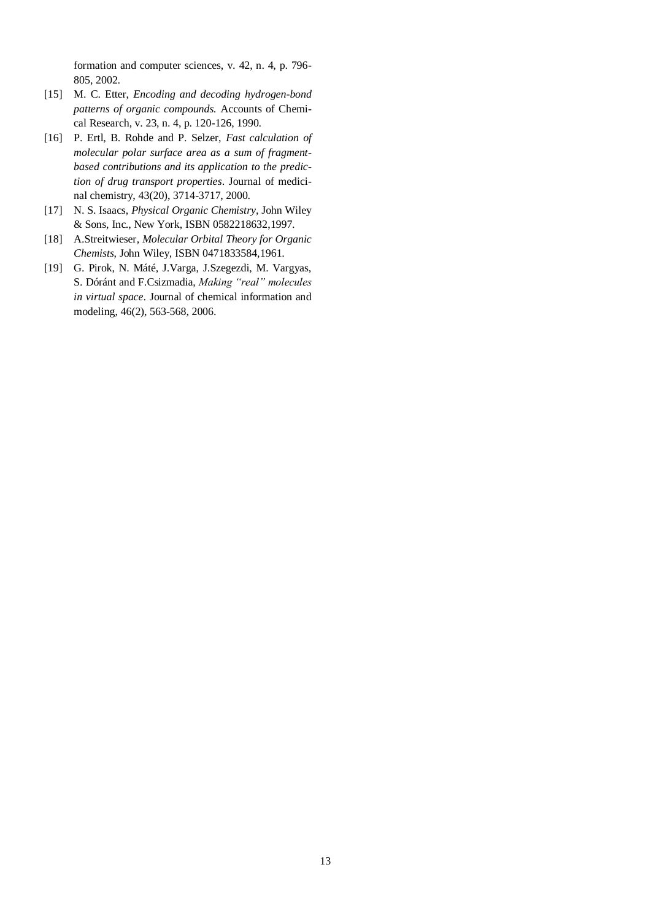formation and computer sciences, v. 42, n. 4, p. 796-805, 2002.

[15] M. C. Etter, *Encoding and decoding hydrogen-bond patterns of organic compounds.* Accounts of Chemical Research, v. 23, n. 4, p. 120-126, 1990.

[16] P. Ertl, B. Rohde and P. Selzer, *Fast calculation of molecular polar surface area as a sum of fragment-based contributions and its application to the prediction of drug transport properties*. Journal of medicinal chemistry, 43(20), 3714-3717, 2000.

[17] N. S. Isaacs, *Physical Organic Chemistry*, John Wiley & Sons, Inc., New York, ISBN 0582218632,1997.

[18] A.Streitwieser, *Molecular Orbital Theory for Organic Chemists*, John Wiley, ISBN 0471833584,1961.

[19] G. Pirok, N. Máté, J.Varga, J.Szegezdi, M. Vargyas, S. Dóránt and F.Csizmadia, *Making "real" molecules in virtual space*. Journal of chemical information and modeling, 46(2), 563-568, 2006.